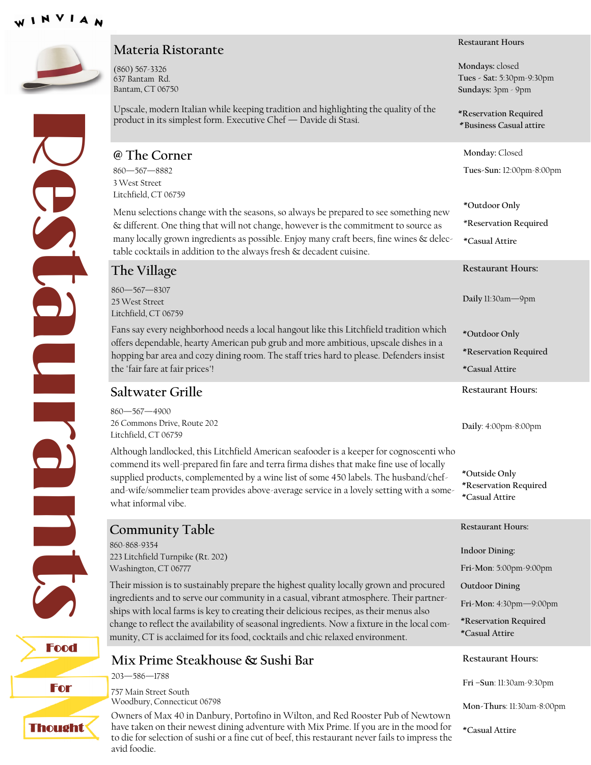WINVIAN

# Restaurants

Food For Thought

## Materia Ristorante

(860) 567-3326
637 Bantam Rd.
Bantam, CT 06750

Upscale, modern Italian while keeping tradition and highlighting the quality of the product in its simplest form. Executive Chef — Davide di Stasi.

Restaurant Hours

**Mondays:** closed
**Tues - Sat:** 5:30pm-9:30pm
**Sundays:** 3pm - 9pm

*Reservation Required
*Business Casual attire

## @ The Corner

860—567—8882
3 West Street
Litchfield, CT 06759

Menu selections change with the seasons, so always be prepared to see something new & different. One thing that will not change, however is the commitment to source as many locally grown ingredients as possible. Enjoy many craft beers, fine wines & delectable cocktails in addition to the always fresh & decadent cuisine.

**Monday:** Closed
**Tues-Sun:** 12:00pm-8:00pm

*Outdoor Only
*Reservation Required
*Casual Attire

## The Village

860—567—8307
25 West Street
Litchfield, CT 06759

Fans say every neighborhood needs a local hangout like this Litchfield tradition which offers dependable, hearty American pub grub and more ambitious, upscale dishes in a hopping bar area and cozy dining room. The staff tries hard to please. Defenders insist the "fair fare at fair prices"!

Restaurant Hours:

**Daily** 11:30am—9pm

*Outdoor Only
*Reservation Required
*Casual Attire

## Saltwater Grille

860—567—4900
26 Commons Drive, Route 202
Litchfield, CT 06759

Although landlocked, this Litchfield American seafooder is a keeper for cognoscenti who commend its well-prepared fin fare and terra firma dishes that make fine use of locally supplied products, complemented by a wine list of some 450 labels. The husband/chef-and-wife/sommelier team provides above-average service in a lovely setting with a somewhat informal vibe.

Restaurant Hours:

**Daily**: 4:00pm-8:00pm

*Outside Only
*Reservation Required
*Casual Attire

## Community Table

860-868-9354
223 Litchfield Turnpike (Rt. 202)
Washington, CT 06777

Their mission is to sustainably prepare the highest quality locally grown and procured ingredients and to serve our community in a casual, vibrant atmosphere. Their partnerships with local farms is key to creating their delicious recipes, as their menus also change to reflect the availability of seasonal ingredients. Now a fixture in the local community, CT is acclaimed for its food, cocktails and chic relaxed environment.

Restaurant Hours:

Indoor Dining:
**Fri-Mon**: 5:00pm-9:00pm

Outdoor Dining
**Fri-Mon**: 4:30pm—9:00pm

*Reservation Required
*Casual Attire

## Mix Prime Steakhouse & Sushi Bar

203—586—1788
757 Main Street South
Woodbury, Connecticut 06798

Owners of Max 40 in Danbury, Portofino in Wilton, and Red Rooster Pub of Newtown have taken on their newest dining adventure with Mix Prime. If you are in the mood for to die for selection of sushi or a fine cut of beef, this restaurant never fails to impress the avid foodie.

Restaurant Hours:

**Fri –Sun**: 11:30am-9:30pm
**Mon-Thurs**: 11:30am-8:00pm

*Casual Attire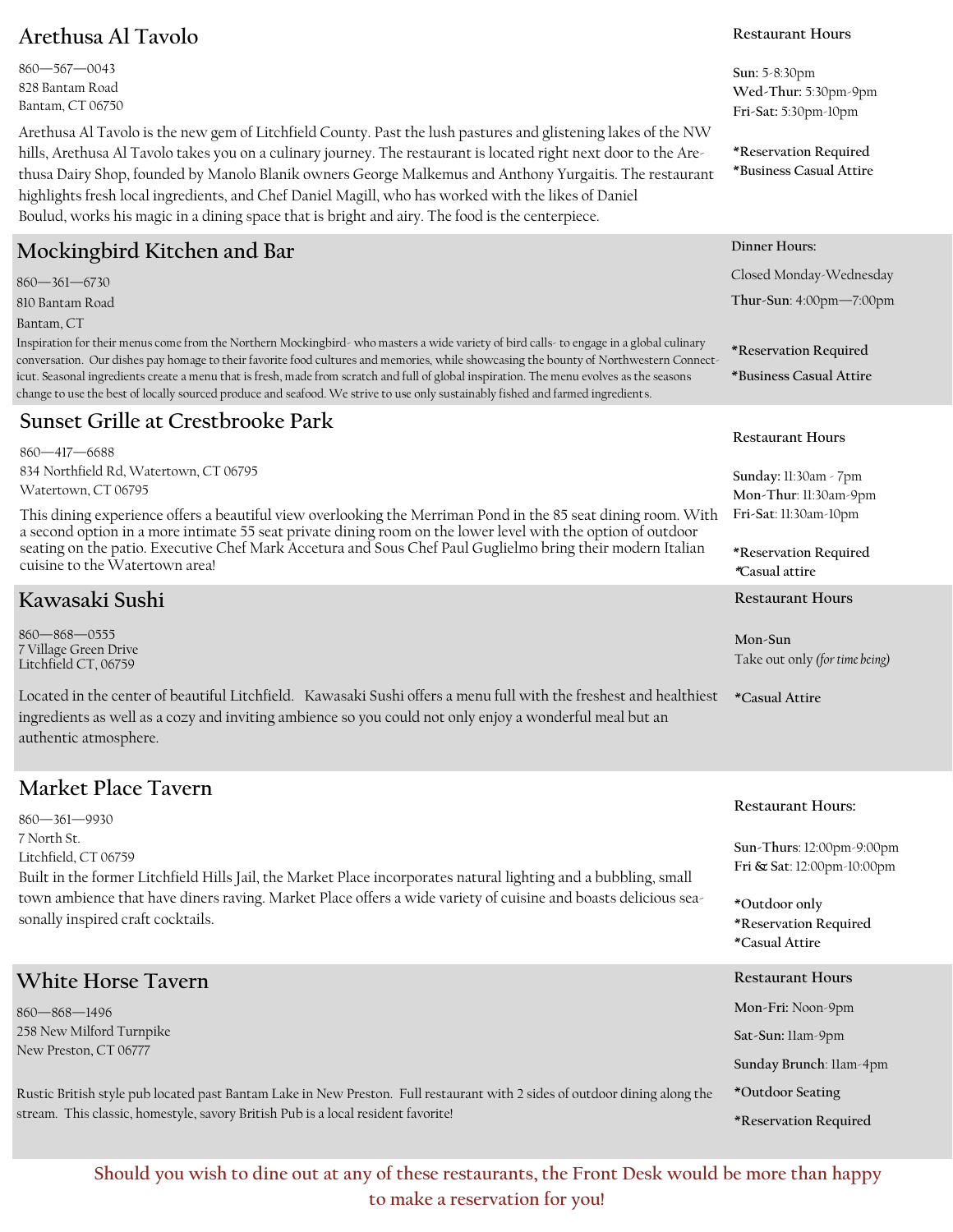## Arethusa Al Tavolo

860—567—0043
828 Bantam Road
Bantam, CT 06750

Arethusa Al Tavolo is the new gem of Litchfield County. Past the lush pastures and glistening lakes of the NW hills, Arethusa Al Tavolo takes you on a culinary journey. The restaurant is located right next door to the Arethusa Dairy Shop, founded by Manolo Blanik owners George Malkemus and Anthony Yurgaitis. The restaurant highlights fresh local ingredients, and Chef Daniel Magill, who has worked with the likes of Daniel Boulud, works his magic in a dining space that is bright and airy. The food is the centerpiece.

**Restaurant Hours**

**Sun:** 5-8:30pm
**Wed-Thur:** 5:30pm-9pm
**Fri-Sat:** 5:30pm-10pm

**\*Reservation Required**
**\*Business Casual Attire**

## Mockingbird Kitchen and Bar

860—361—6730
810 Bantam Road
Bantam, CT

Inspiration for their menus come from the Northern Mockingbird- who masters a wide variety of bird calls- to engage in a global culinary conversation. Our dishes pay homage to their favorite food cultures and memories, while showcasing the bounty of Northwestern Connecticut. Seasonal ingredients create a menu that is fresh, made from scratch and full of global inspiration. The menu evolves as the seasons change to use the best of locally sourced produce and seafood. We strive to use only sustainably fished and farmed ingredients.

**Dinner Hours:**

Closed Monday-Wednesday
**Thur-Sun**: 4:00pm—7:00pm

**\*Reservation Required**
**\*Business Casual Attire**

## Sunset Grille at Crestbrooke Park

860—417—6688
834 Northfield Rd, Watertown, CT 06795
Watertown, CT 06795

This dining experience offers a beautiful view overlooking the Merriman Pond in the 85 seat dining room. With a second option in a more intimate 55 seat private dining room on the lower level with the option of outdoor seating on the patio. Executive Chef Mark Accetura and Sous Chef Paul Guglielmo bring their modern Italian cuisine to the Watertown area!

**Restaurant Hours**

**Sunday:** 11:30am - 7pm
**Mon-Thur**: 11:30am-9pm
**Fri-Sat**: 11:30am-10pm

**\*Reservation Required**
\*Casual attire

## Kawasaki Sushi

860—868—0555
7 Village Green Drive
Litchfield CT, 06759

Located in the center of beautiful Litchfield. Kawasaki Sushi offers a menu full with the freshest and healthiest ingredients as well as a cozy and inviting ambience so you could not only enjoy a wonderful meal but an authentic atmosphere.

**Restaurant Hours**

**Mon-Sun**
Take out only *(for time being)*

**\*Casual Attire**

## Market Place Tavern

860—361—9930
7 North St.
Litchfield, CT 06759

Built in the former Litchfield Hills Jail, the Market Place incorporates natural lighting and a bubbling, small town ambience that have diners raving. Market Place offers a wide variety of cuisine and boasts delicious seasonally inspired craft cocktails.

**Restaurant Hours:**

**Sun-Thurs**: 12:00pm-9:00pm
**Fri & Sat**: 12:00pm-10:00pm

**\*Outdoor only**
**\*Reservation Required**
**\*Casual Attire**

## White Horse Tavern

860—868—1496
258 New Milford Turnpike
New Preston, CT 06777

Rustic British style pub located past Bantam Lake in New Preston. Full restaurant with 2 sides of outdoor dining along the stream. This classic, homestyle, savory British Pub is a local resident favorite!

**Restaurant Hours**

**Mon-Fri:** Noon-9pm
**Sat-Sun:** 11am-9pm
**Sunday Brunch**: 11am-4pm

**\*Outdoor Seating**
**\*Reservation Required**

**Should you wish to dine out at any of these restaurants, the Front Desk would be more than happy to make a reservation for you!**